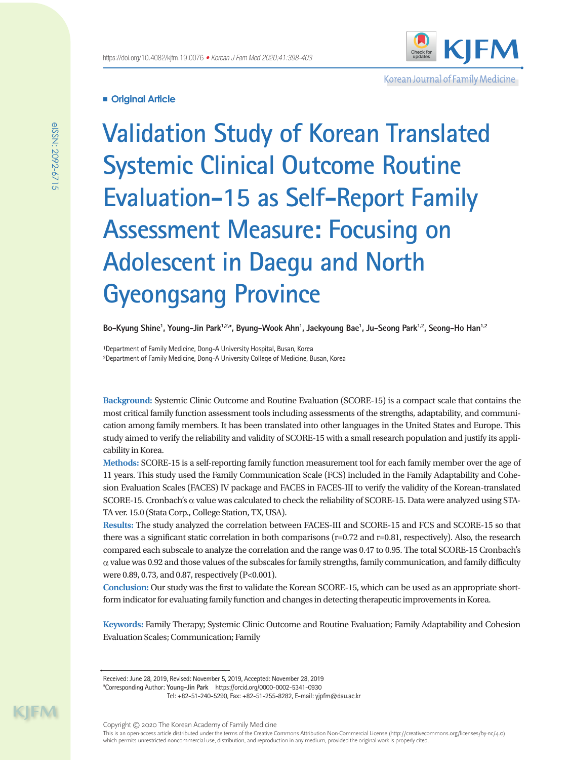Original Article

# Validation Study of Korean Translated Systemic Clinical Outcome Routine Evaluation-15 as Self-Report Family Assessment Measure: Focusing on Adolescent in Daegu and North Gyeongsang Province

**Bo-Kyung Shine[1], Young-Jin Park[1,2,*], Byung-Wook Ahn[1], Jaekyoung Bae[1], Ju-Seong Park[1,2], Seong-Ho Han[1,2]**

[1]Department of Family Medicine, Dong-A University Hospital, Busan, Korea
[2]Department of Family Medicine, Dong-A University College of Medicine, Busan, Korea

**Background:** Systemic Clinic Outcome and Routine Evaluation (SCORE-15) is a compact scale that contains the most critical family function assessment tools including assessments of the strengths, adaptability, and communication among family members. It has been translated into other languages in the United States and Europe. This study aimed to verify the reliability and validity of SCORE-15 with a small research population and justify its applicability in Korea.

**Methods:** SCORE-15 is a self-reporting family function measurement tool for each family member over the age of 11 years. This study used the Family Communication Scale (FCS) included in the Family Adaptability and Cohesion Evaluation Scales (FACES) IV package and FACES in FACES-III to verify the validity of the Korean-translated SCORE-15. Cronbach's α value was calculated to check the reliability of SCORE-15. Data were analyzed using STATA ver. 15.0 (Stata Corp., College Station, TX, USA).

**Results:** The study analyzed the correlation between FACES-III and SCORE-15 and FCS and SCORE-15 so that there was a significant static correlation in both comparisons (r=0.72 and r=0.81, respectively). Also, the research compared each subscale to analyze the correlation and the range was 0.47 to 0.95. The total SCORE-15 Cronbach's α value was 0.92 and those values of the subscales for family strengths, family communication, and family difficulty were 0.89, 0.73, and 0.87, respectively (P<0.001).

**Conclusion:** Our study was the first to validate the Korean SCORE-15, which can be used as an appropriate short-form indicator for evaluating family function and changes in detecting therapeutic improvements in Korea.

**Keywords:** Family Therapy; Systemic Clinic Outcome and Routine Evaluation; Family Adaptability and Cohesion Evaluation Scales; Communication; Family

Received: June 28, 2019, Revised: November 5, 2019, Accepted: November 28, 2019
*Corresponding Author: **Young-Jin Park** https://orcid.org/0000-0002-5341-0930
Tel: +82-51-240-5290, Fax: +82-51-255-8282, E-mail: yjpfm@dau.ac.kr

Copyright © 2020 The Korean Academy of Family Medicine
This is an open-access article distributed under the terms of the Creative Commons Attribution Non-Commercial License (http://creativecommons.org/licenses/by-nc/4.0) which permits unrestricted noncommercial use, distribution, and reproduction in any medium, provided the original work is properly cited.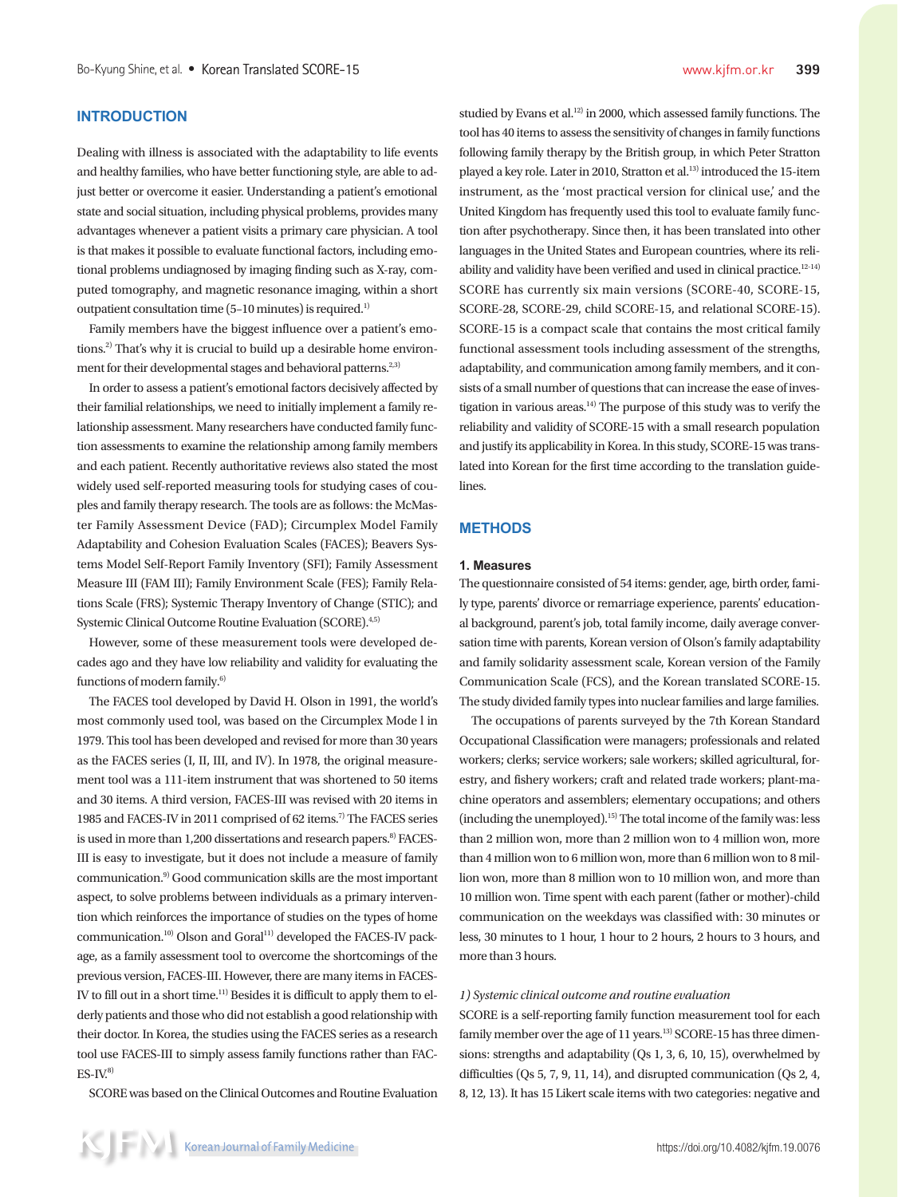## INTRODUCTION

Dealing with illness is associated with the adaptability to life events and healthy families, who have better functioning style, are able to adjust better or overcome it easier. Understanding a patient's emotional state and social situation, including physical problems, provides many advantages whenever a patient visits a primary care physician. A tool is that makes it possible to evaluate functional factors, including emotional problems undiagnosed by imaging finding such as X-ray, computed tomography, and magnetic resonance imaging, within a short outpatient consultation time (5–10 minutes) is required.[1]

Family members have the biggest influence over a patient's emotions.[2] That's why it is crucial to build up a desirable home environment for their developmental stages and behavioral patterns.[2,3]

In order to assess a patient's emotional factors decisively affected by their familial relationships, we need to initially implement a family relationship assessment. Many researchers have conducted family function assessments to examine the relationship among family members and each patient. Recently authoritative reviews also stated the most widely used self-reported measuring tools for studying cases of couples and family therapy research. The tools are as follows: the McMaster Family Assessment Device (FAD); Circumplex Model Family Adaptability and Cohesion Evaluation Scales (FACES); Beavers Systems Model Self-Report Family Inventory (SFI); Family Assessment Measure III (FAM III); Family Environment Scale (FES); Family Relations Scale (FRS); Systemic Therapy Inventory of Change (STIC); and Systemic Clinical Outcome Routine Evaluation (SCORE).[4,5]

However, some of these measurement tools were developed decades ago and they have low reliability and validity for evaluating the functions of modern family.[6]

The FACES tool developed by David H. Olson in 1991, the world's most commonly used tool, was based on the Circumplex Mode l in 1979. This tool has been developed and revised for more than 30 years as the FACES series (I, II, III, and IV). In 1978, the original measurement tool was a 111-item instrument that was shortened to 50 items and 30 items. A third version, FACES-III was revised with 20 items in 1985 and FACES-IV in 2011 comprised of 62 items.[7] The FACES series is used in more than 1,200 dissertations and research papers.[8] FACES-III is easy to investigate, but it does not include a measure of family communication.[9] Good communication skills are the most important aspect, to solve problems between individuals as a primary intervention which reinforces the importance of studies on the types of home communication.[10] Olson and Goral[11] developed the FACES-IV package, as a family assessment tool to overcome the shortcomings of the previous version, FACES-III. However, there are many items in FACES-IV to fill out in a short time.[11] Besides it is difficult to apply them to elderly patients and those who did not establish a good relationship with their doctor. In Korea, the studies using the FACES series as a research tool use FACES-III to simply assess family functions rather than FACES-IV.[8]

SCORE was based on the Clinical Outcomes and Routine Evaluation studied by Evans et al.[12] in 2000, which assessed family functions. The tool has 40 items to assess the sensitivity of changes in family functions following family therapy by the British group, in which Peter Stratton played a key role. Later in 2010, Stratton et al.[13] introduced the 15-item instrument, as the 'most practical version for clinical use,' and the United Kingdom has frequently used this tool to evaluate family function after psychotherapy. Since then, it has been translated into other languages in the United States and European countries, where its reliability and validity have been verified and used in clinical practice.[12-14] SCORE has currently six main versions (SCORE-40, SCORE-15, SCORE-28, SCORE-29, child SCORE-15, and relational SCORE-15). SCORE-15 is a compact scale that contains the most critical family functional assessment tools including assessment of the strengths, adaptability, and communication among family members, and it consists of a small number of questions that can increase the ease of investigation in various areas.[14] The purpose of this study was to verify the reliability and validity of SCORE-15 with a small research population and justify its applicability in Korea. In this study, SCORE-15 was translated into Korean for the first time according to the translation guidelines.

## METHODS

### 1. Measures

The questionnaire consisted of 54 items: gender, age, birth order, family type, parents' divorce or remarriage experience, parents' educational background, parent's job, total family income, daily average conversation time with parents, Korean version of Olson's family adaptability and family solidarity assessment scale, Korean version of the Family Communication Scale (FCS), and the Korean translated SCORE-15. The study divided family types into nuclear families and large families.

The occupations of parents surveyed by the 7th Korean Standard Occupational Classification were managers; professionals and related workers; clerks; service workers; sale workers; skilled agricultural, forestry, and fishery workers; craft and related trade workers; plant-machine operators and assemblers; elementary occupations; and others (including the unemployed).[15] The total income of the family was: less than 2 million won, more than 2 million won to 4 million won, more than 4 million won to 6 million won, more than 6 million won to 8 million won, more than 8 million won to 10 million won, and more than 10 million won. Time spent with each parent (father or mother)-child communication on the weekdays was classified with: 30 minutes or less, 30 minutes to 1 hour, 1 hour to 2 hours, 2 hours to 3 hours, and more than 3 hours.

#### *1) Systemic clinical outcome and routine evaluation*

SCORE is a self-reporting family function measurement tool for each family member over the age of 11 years.[13] SCORE-15 has three dimensions: strengths and adaptability (Qs 1, 3, 6, 10, 15), overwhelmed by difficulties (Qs 5, 7, 9, 11, 14), and disrupted communication (Qs 2, 4, 8, 12, 13). It has 15 Likert scale items with two categories: negative and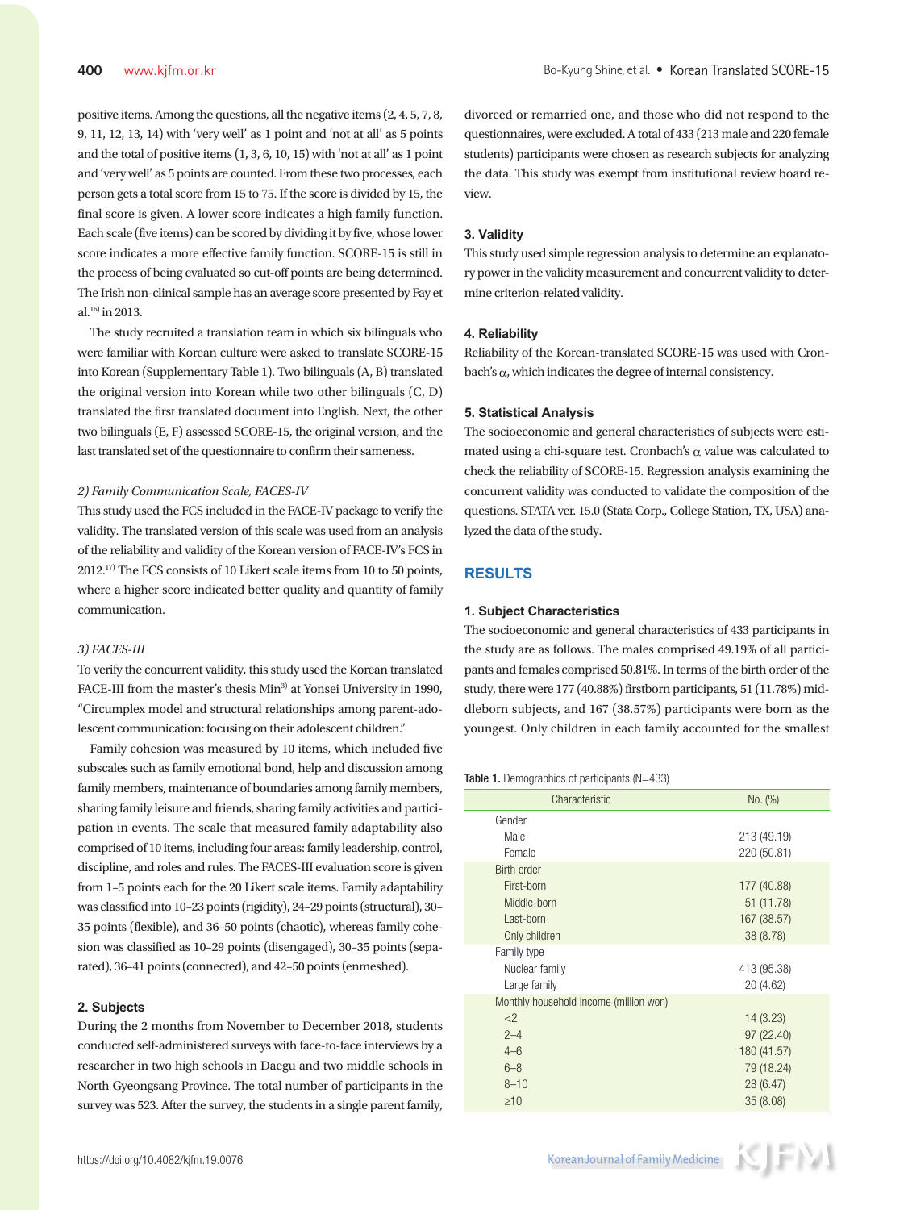positive items. Among the questions, all the negative items (2, 4, 5, 7, 8, 9, 11, 12, 13, 14) with 'very well' as 1 point and 'not at all' as 5 points and the total of positive items (1, 3, 6, 10, 15) with 'not at all' as 1 point and 'very well' as 5 points are counted. From these two processes, each person gets a total score from 15 to 75. If the score is divided by 15, the final score is given. A lower score indicates a high family function. Each scale (five items) can be scored by dividing it by five, whose lower score indicates a more effective family function. SCORE-15 is still in the process of being evaluated so cut-off points are being determined. The Irish non-clinical sample has an average score presented by Fay et al.[16] in 2013.

The study recruited a translation team in which six bilinguals who were familiar with Korean culture were asked to translate SCORE-15 into Korean (Supplementary Table 1). Two bilinguals (A, B) translated the original version into Korean while two other bilinguals (C, D) translated the first translated document into English. Next, the other two bilinguals (E, F) assessed SCORE-15, the original version, and the last translated set of the questionnaire to confirm their sameness.

*2) Family Communication Scale, FACES-IV*

This study used the FCS included in the FACE-IV package to verify the validity. The translated version of this scale was used from an analysis of the reliability and validity of the Korean version of FACE-IV's FCS in 2012.[17] The FCS consists of 10 Likert scale items from 10 to 50 points, where a higher score indicated better quality and quantity of family communication.

*3) FACES-III*

To verify the concurrent validity, this study used the Korean translated FACE-III from the master's thesis Min[3] at Yonsei University in 1990, "Circumplex model and structural relationships among parent-adolescent communication: focusing on their adolescent children."

Family cohesion was measured by 10 items, which included five subscales such as family emotional bond, help and discussion among family members, maintenance of boundaries among family members, sharing family leisure and friends, sharing family activities and participation in events. The scale that measured family adaptability also comprised of 10 items, including four areas: family leadership, control, discipline, and roles and rules. The FACES-III evaluation score is given from 1–5 points each for the 20 Likert scale items. Family adaptability was classified into 10–23 points (rigidity), 24–29 points (structural), 30–35 points (flexible), and 36–50 points (chaotic), whereas family cohesion was classified as 10–29 points (disengaged), 30–35 points (separated), 36–41 points (connected), and 42–50 points (enmeshed).

### 2. Subjects

During the 2 months from November to December 2018, students conducted self-administered surveys with face-to-face interviews by a researcher in two high schools in Daegu and two middle schools in North Gyeongsang Province. The total number of participants in the survey was 523. After the survey, the students in a single parent family, divorced or remarried one, and those who did not respond to the questionnaires, were excluded. A total of 433 (213 male and 220 female students) participants were chosen as research subjects for analyzing the data. This study was exempt from institutional review board review.

### 3. Validity

This study used simple regression analysis to determine an explanatory power in the validity measurement and concurrent validity to determine criterion-related validity.

### 4. Reliability

Reliability of the Korean-translated SCORE-15 was used with Cronbach's $\alpha$, which indicates the degree of internal consistency.

### 5. Statistical Analysis

The socioeconomic and general characteristics of subjects were estimated using a chi-square test. Cronbach's $\alpha$ value was calculated to check the reliability of SCORE-15. Regression analysis examining the concurrent validity was conducted to validate the composition of the questions. STATA ver. 15.0 (Stata Corp., College Station, TX, USA) analyzed the data of the study.

## RESULTS

### 1. Subject Characteristics

The socioeconomic and general characteristics of 433 participants in the study are as follows. The males comprised 49.19% of all participants and females comprised 50.81%. In terms of the birth order of the study, there were 177 (40.88%) firstborn participants, 51 (11.78%) middleborn subjects, and 167 (38.57%) participants were born as the youngest. Only children in each family accounted for the smallest

**Table 1.** Demographics of participants (N=433)

| Characteristic | No. (%) |
|---|---|
| Gender | |
| Male | 213 (49.19) |
| Female | 220 (50.81) |
| Birth order | |
| First-born | 177 (40.88) |
| Middle-born | 51 (11.78) |
| Last-born | 167 (38.57) |
| Only children | 38 (8.78) |
| Family type | |
| Nuclear family | 413 (95.38) |
| Large family | 20 (4.62) |
| Monthly household income (million won) | |
| <2 | 14 (3.23) |
| 2–4 | 97 (22.40) |
| 4–6 | 180 (41.57) |
| 6–8 | 79 (18.24) |
| 8–10 | 28 (6.47) |
| ≥10 | 35 (8.08) |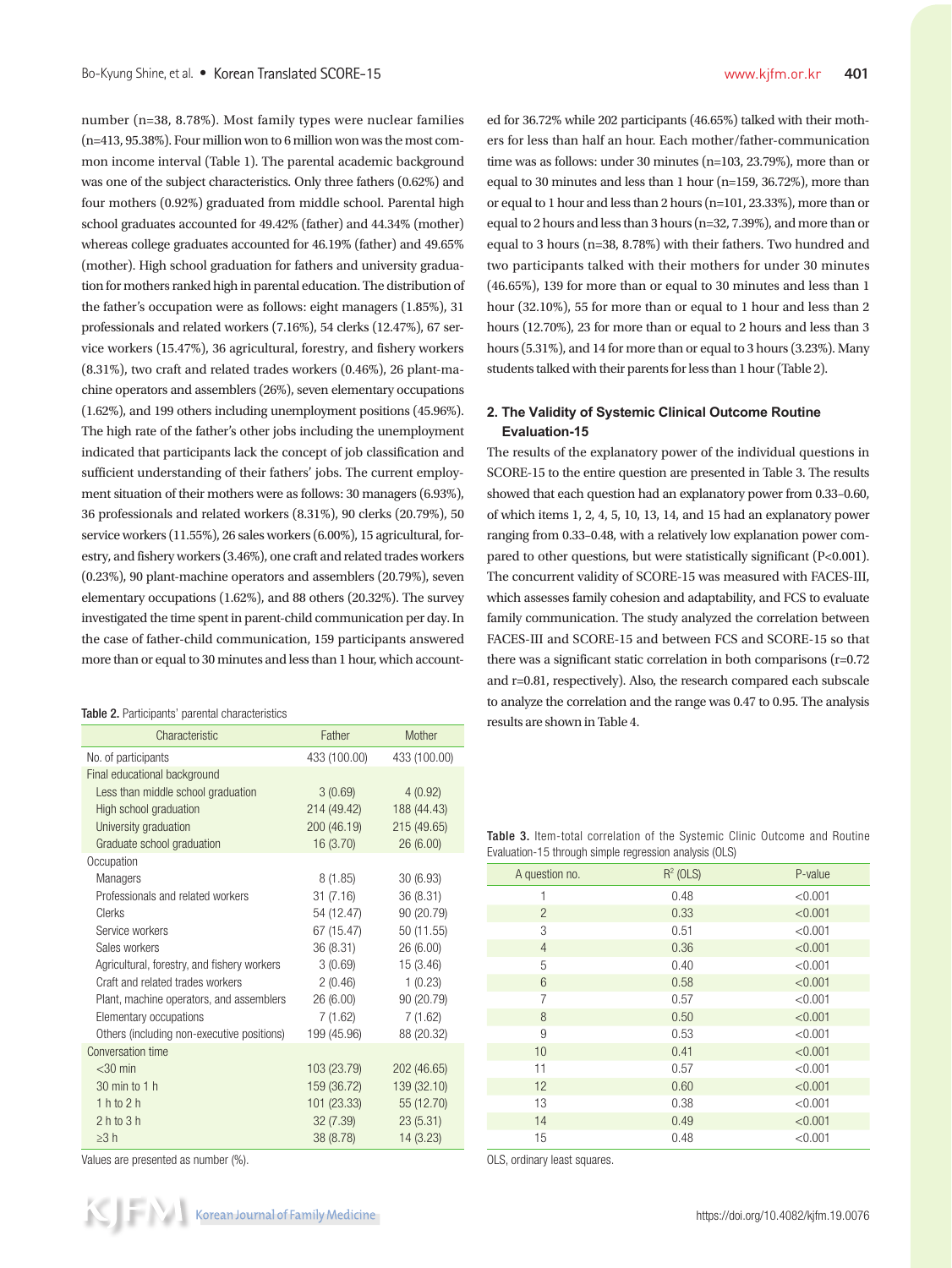number (n=38, 8.78%). Most family types were nuclear families (n=413, 95.38%). Four million won to 6 million won was the most common income interval (Table 1). The parental academic background was one of the subject characteristics. Only three fathers (0.62%) and four mothers (0.92%) graduated from middle school. Parental high school graduates accounted for 49.42% (father) and 44.34% (mother) whereas college graduates accounted for 46.19% (father) and 49.65% (mother). High school graduation for fathers and university graduation for mothers ranked high in parental education. The distribution of the father's occupation were as follows: eight managers (1.85%), 31 professionals and related workers (7.16%), 54 clerks (12.47%), 67 service workers (15.47%), 36 agricultural, forestry, and fishery workers (8.31%), two craft and related trades workers (0.46%), 26 plant-machine operators and assemblers (26%), seven elementary occupations (1.62%), and 199 others including unemployment positions (45.96%). The high rate of the father's other jobs including the unemployment indicated that participants lack the concept of job classification and sufficient understanding of their fathers' jobs. The current employment situation of their mothers were as follows: 30 managers (6.93%), 36 professionals and related workers (8.31%), 90 clerks (20.79%), 50 service workers (11.55%), 26 sales workers (6.00%), 15 agricultural, forestry, and fishery workers (3.46%), one craft and related trades workers (0.23%), 90 plant-machine operators and assemblers (20.79%), seven elementary occupations (1.62%), and 88 others (20.32%). The survey investigated the time spent in parent-child communication per day. In the case of father-child communication, 159 participants answered more than or equal to 30 minutes and less than 1 hour, which accounted for 36.72% while 202 participants (46.65%) talked with their mothers for less than half an hour. Each mother/father-communication time was as follows: under 30 minutes (n=103, 23.79%), more than or equal to 30 minutes and less than 1 hour (n=159, 36.72%), more than or equal to 1 hour and less than 2 hours (n=101, 23.33%), more than or equal to 2 hours and less than 3 hours (n=32, 7.39%), and more than or equal to 3 hours (n=38, 8.78%) with their fathers. Two hundred and two participants talked with their mothers for under 30 minutes (46.65%), 139 for more than or equal to 30 minutes and less than 1 hour (32.10%), 55 for more than or equal to 1 hour and less than 2 hours (12.70%), 23 for more than or equal to 2 hours and less than 3 hours (5.31%), and 14 for more than or equal to 3 hours (3.23%). Many students talked with their parents for less than 1 hour (Table 2).

**Table 2.** Participants' parental characteristics

| Characteristic | Father | Mother |
|---|---|---|
| No. of participants | 433 (100.00) | 433 (100.00) |
| Final educational background | | |
| Less than middle school graduation | 3 (0.69) | 4 (0.92) |
| High school graduation | 214 (49.42) | 188 (44.43) |
| University graduation | 200 (46.19) | 215 (49.65) |
| Graduate school graduation | 16 (3.70) | 26 (6.00) |
| Occupation | | |
| Managers | 8 (1.85) | 30 (6.93) |
| Professionals and related workers | 31 (7.16) | 36 (8.31) |
| Clerks | 54 (12.47) | 90 (20.79) |
| Service workers | 67 (15.47) | 50 (11.55) |
| Sales workers | 36 (8.31) | 26 (6.00) |
| Agricultural, forestry, and fishery workers | 3 (0.69) | 15 (3.46) |
| Craft and related trades workers | 2 (0.46) | 1 (0.23) |
| Plant, machine operators, and assemblers | 26 (6.00) | 90 (20.79) |
| Elementary occupations | 7 (1.62) | 7 (1.62) |
| Others (including non-executive positions) | 199 (45.96) | 88 (20.32) |
| Conversation time | | |
| <30 min | 103 (23.79) | 202 (46.65) |
| 30 min to 1 h | 159 (36.72) | 139 (32.10) |
| 1 h to 2 h | 101 (23.33) | 55 (12.70) |
| 2 h to 3 h | 32 (7.39) | 23 (5.31) |
| ≥3 h | 38 (8.78) | 14 (3.23) |

Values are presented as number (%).

### 2. The Validity of Systemic Clinical Outcome Routine Evaluation-15

The results of the explanatory power of the individual questions in SCORE-15 to the entire question are presented in Table 3. The results showed that each question had an explanatory power from 0.33–0.60, of which items 1, 2, 4, 5, 10, 13, 14, and 15 had an explanatory power ranging from 0.33–0.48, with a relatively low explanation power compared to other questions, but were statistically significant (P<0.001). The concurrent validity of SCORE-15 was measured with FACES-III, which assesses family cohesion and adaptability, and FCS to evaluate family communication. The study analyzed the correlation between FACES-III and SCORE-15 and between FCS and SCORE-15 so that there was a significant static correlation in both comparisons (r=0.72 and r=0.81, respectively). Also, the research compared each subscale to analyze the correlation and the range was 0.47 to 0.95. The analysis results are shown in Table 4.

**Table 3.** Item-total correlation of the Systemic Clinic Outcome and Routine Evaluation-15 through simple regression analysis (OLS)

| A question no. | $R^2$ (OLS) | P-value |
|---|---|---|
| 1 | 0.48 | <0.001 |
| 2 | 0.33 | <0.001 |
| 3 | 0.51 | <0.001 |
| 4 | 0.36 | <0.001 |
| 5 | 0.40 | <0.001 |
| 6 | 0.58 | <0.001 |
| 7 | 0.57 | <0.001 |
| 8 | 0.50 | <0.001 |
| 9 | 0.53 | <0.001 |
| 10 | 0.41 | <0.001 |
| 11 | 0.57 | <0.001 |
| 12 | 0.60 | <0.001 |
| 13 | 0.38 | <0.001 |
| 14 | 0.49 | <0.001 |
| 15 | 0.48 | <0.001 |

OLS, ordinary least squares.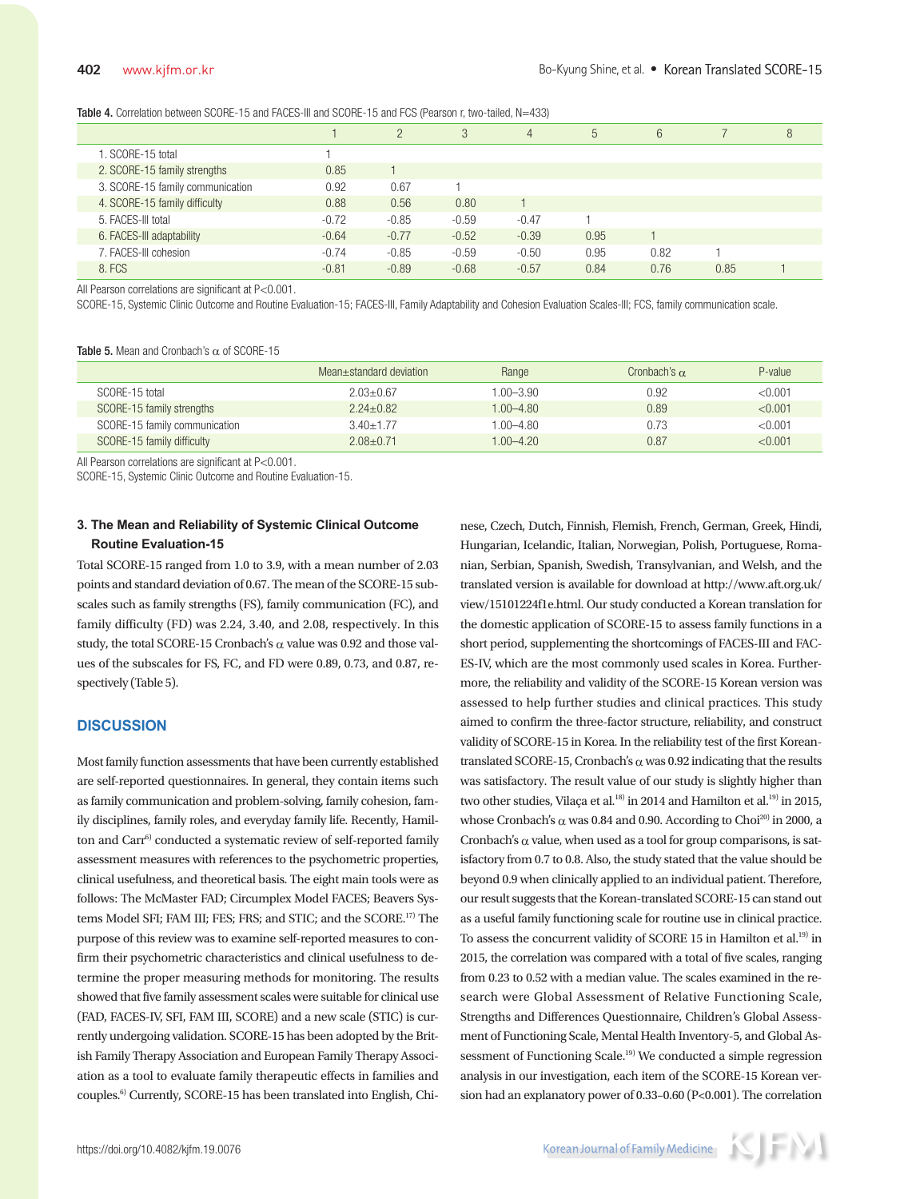**Table 4.** Correlation between SCORE-15 and FACES-III and SCORE-15 and FCS (Pearson r, two-tailed, N=433)

| | 1 | 2 | 3 | 4 | 5 | 6 | 7 | 8 |
|---|---|---|---|---|---|---|---|---|
| 1. SCORE-15 total | 1 | | | | | | | |
| 2. SCORE-15 family strengths | 0.85 | 1 | | | | | | |
| 3. SCORE-15 family communication | 0.92 | 0.67 | 1 | | | | | |
| 4. SCORE-15 family difficulty | 0.88 | 0.56 | 0.80 | 1 | | | | |
| 5. FACES-III total | -0.72 | -0.85 | -0.59 | -0.47 | 1 | | | |
| 6. FACES-III adaptability | -0.64 | -0.77 | -0.52 | -0.39 | 0.95 | 1 | | |
| 7. FACES-III cohesion | -0.74 | -0.85 | -0.59 | -0.50 | 0.95 | 0.82 | 1 | |
| 8. FCS | -0.81 | -0.89 | -0.68 | -0.57 | 0.84 | 0.76 | 0.85 | 1 |

All Pearson correlations are significant at P<0.001.
SCORE-15, Systemic Clinic Outcome and Routine Evaluation-15; FACES-III, Family Adaptability and Cohesion Evaluation Scales-III; FCS, family communication scale.

**Table 5.** Mean and Cronbach's α of SCORE-15

| | Mean±standard deviation | Range | Cronbach's α | P-value |
|---|---|---|---|---|
| SCORE-15 total | 2.03±0.67 | 1.00–3.90 | 0.92 | <0.001 |
| SCORE-15 family strengths | 2.24±0.82 | 1.00–4.80 | 0.89 | <0.001 |
| SCORE-15 family communication | 3.40±1.77 | 1.00–4.80 | 0.73 | <0.001 |
| SCORE-15 family difficulty | 2.08±0.71 | 1.00–4.20 | 0.87 | <0.001 |

All Pearson correlations are significant at P<0.001.
SCORE-15, Systemic Clinic Outcome and Routine Evaluation-15.

### 3. The Mean and Reliability of Systemic Clinical Outcome Routine Evaluation-15

Total SCORE-15 ranged from 1.0 to 3.9, with a mean number of 2.03 points and standard deviation of 0.67. The mean of the SCORE-15 subscales such as family strengths (FS), family communication (FC), and family difficulty (FD) was 2.24, 3.40, and 2.08, respectively. In this study, the total SCORE-15 Cronbach's α value was 0.92 and those values of the subscales for FS, FC, and FD were 0.89, 0.73, and 0.87, respectively (Table 5).

## DISCUSSION

Most family function assessments that have been currently established are self-reported questionnaires. In general, they contain items such as family communication and problem-solving, family cohesion, family disciplines, family roles, and everyday family life. Recently, Hamilton and Carr[6] conducted a systematic review of self-reported family assessment measures with references to the psychometric properties, clinical usefulness, and theoretical basis. The eight main tools were as follows: The McMaster FAD; Circumplex Model FACES; Beavers Systems Model SFI; FAM III; FES; FRS; and STIC; and the SCORE.[17] The purpose of this review was to examine self-reported measures to confirm their psychometric characteristics and clinical usefulness to determine the proper measuring methods for monitoring. The results showed that five family assessment scales were suitable for clinical use (FAD, FACES-IV, SFI, FAM III, SCORE) and a new scale (STIC) is currently undergoing validation. SCORE-15 has been adopted by the British Family Therapy Association and European Family Therapy Association as a tool to evaluate family therapeutic effects in families and couples.[6] Currently, SCORE-15 has been translated into English, Chinese, Czech, Dutch, Finnish, Flemish, French, German, Greek, Hindi, Hungarian, Icelandic, Italian, Norwegian, Polish, Portuguese, Romanian, Serbian, Spanish, Swedish, Transylvanian, and Welsh, and the translated version is available for download at http://www.aft.org.uk/view/15101224f1e.html. Our study conducted a Korean translation for the domestic application of SCORE-15 to assess family functions in a short period, supplementing the shortcomings of FACES-III and FACES-IV, which are the most commonly used scales in Korea. Furthermore, the reliability and validity of the SCORE-15 Korean version was assessed to help further studies and clinical practices. This study aimed to confirm the three-factor structure, reliability, and construct validity of SCORE-15 in Korea. In the reliability test of the first Korean-translated SCORE-15, Cronbach's α was 0.92 indicating that the results was satisfactory. The result value of our study is slightly higher than two other studies, Vilaça et al.[18] in 2014 and Hamilton et al.[19] in 2015, whose Cronbach's α was 0.84 and 0.90. According to Choi[20] in 2000, a Cronbach's α value, when used as a tool for group comparisons, is satisfactory from 0.7 to 0.8. Also, the study stated that the value should be beyond 0.9 when clinically applied to an individual patient. Therefore, our result suggests that the Korean-translated SCORE-15 can stand out as a useful family functioning scale for routine use in clinical practice. To assess the concurrent validity of SCORE 15 in Hamilton et al.[19] in 2015, the correlation was compared with a total of five scales, ranging from 0.23 to 0.52 with a median value. The scales examined in the research were Global Assessment of Relative Functioning Scale, Strengths and Differences Questionnaire, Children's Global Assessment of Functioning Scale, Mental Health Inventory-5, and Global Assessment of Functioning Scale.[19] We conducted a simple regression analysis in our investigation, each item of the SCORE-15 Korean version had an explanatory power of 0.33–0.60 (P<0.001). The correlation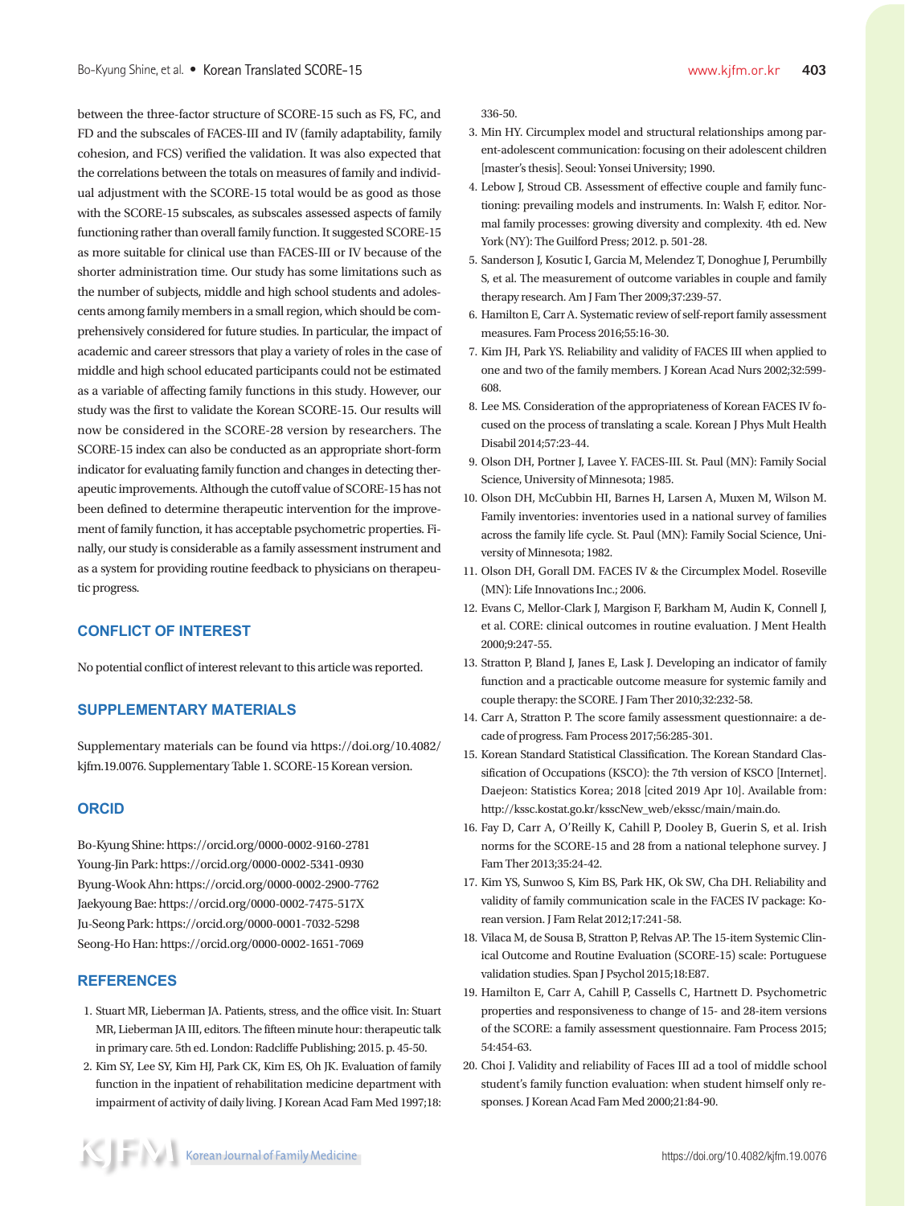between the three-factor structure of SCORE-15 such as FS, FC, and FD and the subscales of FACES-III and IV (family adaptability, family cohesion, and FCS) verified the validation. It was also expected that the correlations between the totals on measures of family and individual adjustment with the SCORE-15 total would be as good as those with the SCORE-15 subscales, as subscales assessed aspects of family functioning rather than overall family function. It suggested SCORE-15 as more suitable for clinical use than FACES-III or IV because of the shorter administration time. Our study has some limitations such as the number of subjects, middle and high school students and adolescents among family members in a small region, which should be comprehensively considered for future studies. In particular, the impact of academic and career stressors that play a variety of roles in the case of middle and high school educated participants could not be estimated as a variable of affecting family functions in this study. However, our study was the first to validate the Korean SCORE-15. Our results will now be considered in the SCORE-28 version by researchers. The SCORE-15 index can also be conducted as an appropriate short-form indicator for evaluating family function and changes in detecting therapeutic improvements. Although the cutoff value of SCORE-15 has not been defined to determine therapeutic intervention for the improvement of family function, it has acceptable psychometric properties. Finally, our study is considerable as a family assessment instrument and as a system for providing routine feedback to physicians on therapeutic progress.

## CONFLICT OF INTEREST

No potential conflict of interest relevant to this article was reported.

## SUPPLEMENTARY MATERIALS

Supplementary materials can be found via https://doi.org/10.4082/kjfm.19.0076. Supplementary Table 1. SCORE-15 Korean version.

## ORCID

Bo-Kyung Shine: https://orcid.org/0000-0002-9160-2781
Young-Jin Park: https://orcid.org/0000-0002-5341-0930
Byung-Wook Ahn: https://orcid.org/0000-0002-2900-7762
Jaekyoung Bae: https://orcid.org/0000-0002-7475-517X
Ju-Seong Park: https://orcid.org/0000-0001-7032-5298
Seong-Ho Han: https://orcid.org/0000-0002-1651-7069

## REFERENCES

1. Stuart MR, Lieberman JA. Patients, stress, and the office visit. In: Stuart MR, Lieberman JA III, editors. The fifteen minute hour: therapeutic talk in primary care. 5th ed. London: Radcliffe Publishing; 2015. p. 45-50.
2. Kim SY, Lee SY, Kim HJ, Park CK, Kim ES, Oh JK. Evaluation of family function in the inpatient of rehabilitation medicine department with impairment of activity of daily living. J Korean Acad Fam Med 1997;18:336-50.
3. Min HY. Circumplex model and structural relationships among parent-adolescent communication: focusing on their adolescent children [master's thesis]. Seoul: Yonsei University; 1990.
4. Lebow J, Stroud CB. Assessment of effective couple and family functioning: prevailing models and instruments. In: Walsh F, editor. Normal family processes: growing diversity and complexity. 4th ed. New York (NY): The Guilford Press; 2012. p. 501-28.
5. Sanderson J, Kosutic I, Garcia M, Melendez T, Donoghue J, Perumbilly S, et al. The measurement of outcome variables in couple and family therapy research. Am J Fam Ther 2009;37:239-57.
6. Hamilton E, Carr A. Systematic review of self-report family assessment measures. Fam Process 2016;55:16-30.
7. Kim JH, Park YS. Reliability and validity of FACES III when applied to one and two of the family members. J Korean Acad Nurs 2002;32:599-608.
8. Lee MS. Consideration of the appropriateness of Korean FACES IV focused on the process of translating a scale. Korean J Phys Mult Health Disabil 2014;57:23-44.
9. Olson DH, Portner J, Lavee Y. FACES-III. St. Paul (MN): Family Social Science, University of Minnesota; 1985.
10. Olson DH, McCubbin HI, Barnes H, Larsen A, Muxen M, Wilson M. Family inventories: inventories used in a national survey of families across the family life cycle. St. Paul (MN): Family Social Science, University of Minnesota; 1982.
11. Olson DH, Gorall DM. FACES IV & the Circumplex Model. Roseville (MN): Life Innovations Inc.; 2006.
12. Evans C, Mellor-Clark J, Margison F, Barkham M, Audin K, Connell J, et al. CORE: clinical outcomes in routine evaluation. J Ment Health 2000;9:247-55.
13. Stratton P, Bland J, Janes E, Lask J. Developing an indicator of family function and a practicable outcome measure for systemic family and couple therapy: the SCORE. J Fam Ther 2010;32:232-58.
14. Carr A, Stratton P. The score family assessment questionnaire: a decade of progress. Fam Process 2017;56:285-301.
15. Korean Standard Statistical Classification. The Korean Standard Classification of Occupations (KSCO): the 7th version of KSCO [Internet]. Daejeon: Statistics Korea; 2018 [cited 2019 Apr 10]. Available from: http://kssc.kostat.go.kr/ksscNew_web/ekssc/main/main.do.
16. Fay D, Carr A, O'Reilly K, Cahill P, Dooley B, Guerin S, et al. Irish norms for the SCORE-15 and 28 from a national telephone survey. J Fam Ther 2013;35:24-42.
17. Kim YS, Sunwoo S, Kim BS, Park HK, Ok SW, Cha DH. Reliability and validity of family communication scale in the FACES IV package: Korean version. J Fam Relat 2012;17:241-58.
18. Vilaca M, de Sousa B, Stratton P, Relvas AP. The 15-item Systemic Clinical Outcome and Routine Evaluation (SCORE-15) scale: Portuguese validation studies. Span J Psychol 2015;18:E87.
19. Hamilton E, Carr A, Cahill P, Cassells C, Hartnett D. Psychometric properties and responsiveness to change of 15- and 28-item versions of the SCORE: a family assessment questionnaire. Fam Process 2015;54:454-63.
20. Choi J. Validity and reliability of Faces III ad a tool of middle school student's family function evaluation: when student himself only responses. J Korean Acad Fam Med 2000;21:84-90.